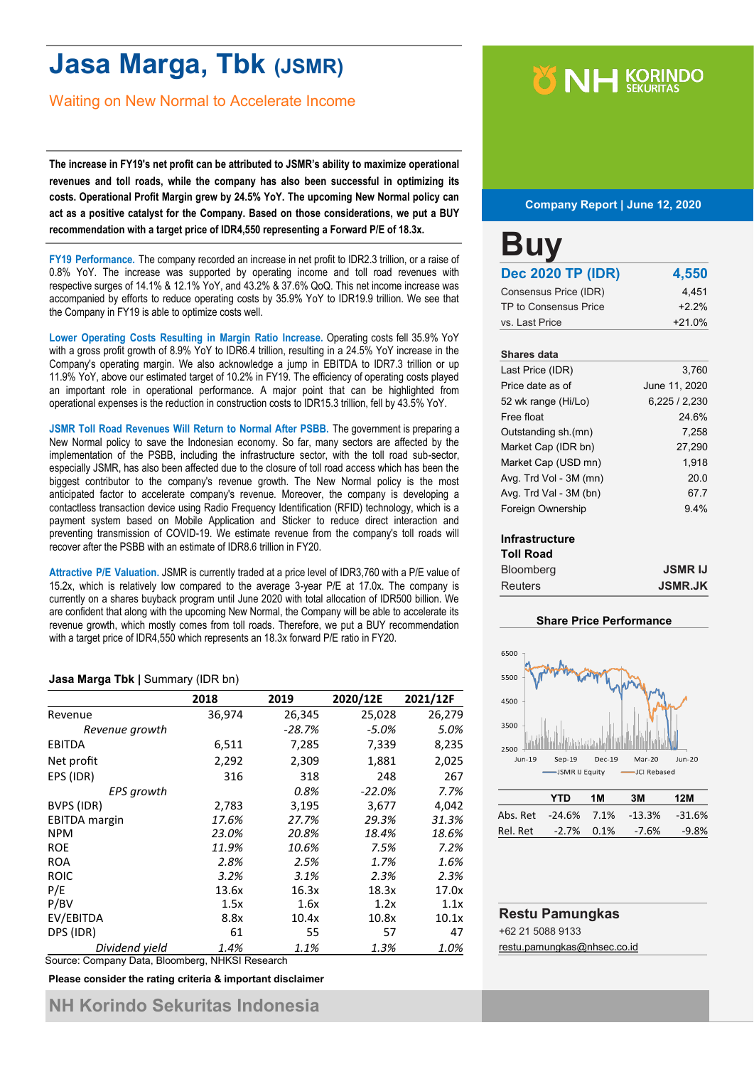# Jasa Marga, Tbk (JSMR)

## Waiting on New Normal to Accelerate Income

NH KORINDO SEKURITAS

**Company Report | June 12, 2020**

**The increase in FY19's net profit can be attributed to JSMR's ability to maximize operational revenues and toll roads, while the company has also been successful in optimizing its costs. Operational Profit Margin grew by 24.5% YoY. The upcoming New Normal policy can act as a positive catalyst for the Company. Based on those considerations, we put a BUY recommendation with a target price of IDR4,550 representing a Forward P/E of 18.3x.**

**FY19 Performance.** The company recorded an increase in net profit to IDR2.3 trillion, or a raise of 0.8% YoY. The increase was supported by operating income and toll road revenues with respective surges of 14.1% & 12.1% YoY, and 43.2% & 37.6% QoQ. This net income increase was accompanied by efforts to reduce operating costs by 35.9% YoY to IDR19.9 trillion. We see that the Company in FY19 is able to optimize costs well.

**Lower Operating Costs Resulting in Margin Ratio Increase.** Operating costs fell 35.9% YoY with a gross profit growth of 8.9% YoY to IDR6.4 trillion, resulting in a 24.5% YoY increase in the Company's operating margin. We also acknowledge a jump in EBITDA to IDR7.3 trillion or up 11.9% YoY, above our estimated target of 10.2% in FY19. The efficiency of operating costs played an important role in operational performance. A major point that can be highlighted from operational expenses is the reduction in construction costs to IDR15.3 trillion, fell by 43.5% YoY.

**JSMR Toll Road Revenues Will Return to Normal After PSBB.** The government is preparing a New Normal policy to save the Indonesian economy. So far, many sectors are affected by the implementation of the PSBB, including the infrastructure sector, with the toll road sub-sector, especially JSMR, has also been affected due to the closure of toll road access which has been the biggest contributor to the company's revenue growth. The New Normal policy is the most anticipated factor to accelerate company's revenue. Moreover, the company is developing a contactless transaction device using Radio Frequency Identification (RFID) technology, which is a payment system based on Mobile Application and Sticker to reduce direct interaction and preventing transmission of COVID-19. We estimate revenue from the company's toll roads will recover after the PSBB with an estimate of IDR8.6 trillion in FY20.

**Attractive P/E Valuation.** JSMR is currently traded at a price level of IDR3,760 with a P/E value of 15.2x, which is relatively low compared to the average 3-year P/E at 17.0x. The company is currently on a shares buyback program until June 2020 with total allocation of IDR500 billion. We are confident that along with the upcoming New Normal, the Company will be able to accelerate its revenue growth, which mostly comes from toll roads. Therefore, we put a BUY recommendation with a target price of IDR4,550 which represents an 18.3x forward P/E ratio in FY20.

**Jasa Marga Tbk** | Summary (IDR bn)

| | 2018 | 2019 | 2020/12E | 2021/12F |
|---|---|---|---|---|
| Revenue | 36,974 | 26,345 | 25,028 | 26,279 |
| *Revenue growth* | | *-28.7%* | *-5.0%* | *5.0%* |
| EBITDA | 6,511 | 7,285 | 7,339 | 8,235 |
| Net profit | 2,292 | 2,309 | 1,881 | 2,025 |
| EPS (IDR) | 316 | 318 | 248 | 267 |
| *EPS growth* | | *0.8%* | *-22.0%* | *7.7%* |
| BVPS (IDR) | 2,783 | 3,195 | 3,677 | 4,042 |
| EBITDA margin | *17.6%* | *27.7%* | *29.3%* | *31.3%* |
| NPM | *23.0%* | *20.8%* | *18.4%* | *18.6%* |
| ROE | *11.9%* | *10.6%* | *7.5%* | *7.2%* |
| ROA | *2.8%* | *2.5%* | *1.7%* | *1.6%* |
| ROIC | *3.2%* | *3.1%* | *2.3%* | *2.3%* |
| P/E | 13.6x | 16.3x | 18.3x | 17.0x |
| P/BV | 1.5x | 1.6x | 1.2x | 1.1x |
| EV/EBITDA | 8.8x | 10.4x | 10.8x | 10.1x |
| DPS (IDR) | 61 | 55 | 57 | 47 |
| *Dividend yield* | *1.4%* | *1.1%* | *1.3%* | *1.0%* |

Source: Company Data, Bloomberg, NHKSI Research

**Please consider the rating criteria & important disclaimer**

# Buy

| **Dec 2020 TP (IDR)** | **4,550** |
|---|---|
| Consensus Price (IDR) | 4,451 |
| TP to Consensus Price | +2.2% |
| vs. Last Price | +21.0% |

**Shares data**

| | |
|---|---|
| Last Price (IDR) | 3,760 |
| Price date as of | June 11, 2020 |
| 52 wk range (Hi/Lo) | 6,225 / 2,230 |
| Free float | 24.6% |
| Outstanding sh.(mn) | 7,258 |
| Market Cap (IDR bn) | 27,290 |
| Market Cap (USD mn) | 1,918 |
| Avg. Trd Vol - 3M (mn) | 20.0 |
| Avg. Trd Val - 3M (bn) | 67.7 |
| Foreign Ownership | 9.4% |

**Infrastructure**
**Toll Road**

| | |
|---|---|
| Bloomberg | **JSMR IJ** |
| Reuters | **JSMR.JK** |

**Share Price Performance**

| | YTD | 1M | 3M | 12M |
|---|---|---|---|---|
| Abs. Ret | -24.6% | 7.1% | -13.3% | -31.6% |
| Rel. Ret | -2.7% | 0.1% | -7.6% | -9.8% |

**Restu Pamungkas**
+62 21 5088 9133
restu.pamungkas@nhsec.co.id

NH Korindo Sekuritas Indonesia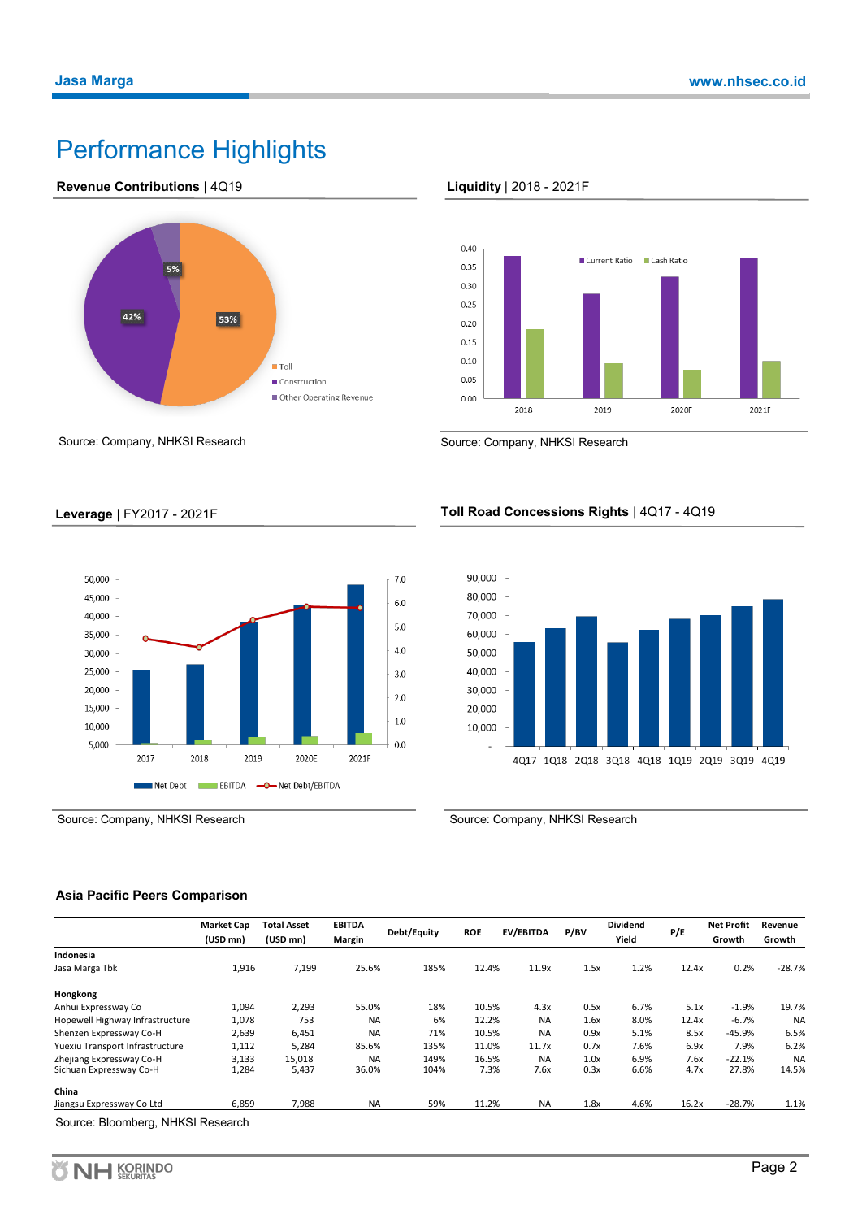# Performance Highlights

**Revenue Contributions** | 4Q19

Toll 53%, Construction 42%, Other Operating Revenue 5%

Source: Company, NHKSI Research

**Liquidity** | 2018 - 2021F

Source: Company, NHKSI Research

**Leverage** | FY2017 - 2021F

Source: Company, NHKSI Research

**Toll Road Concessions Rights** | 4Q17 - 4Q19

Source: Company, NHKSI Research

**Asia Pacific Peers Comparison**

| | Market Cap (USD mn) | Total Asset (USD mn) | EBITDA Margin | Debt/Equity | ROE | EV/EBITDA | P/BV | Dividend Yield | P/E | Net Profit Growth | Revenue Growth |
|---|---|---|---|---|---|---|---|---|---|---|---|
| **Indonesia** | | | | | | | | | | | |
| Jasa Marga Tbk | 1,916 | 7,199 | 25.6% | 185% | 12.4% | 11.9x | 1.5x | 1.2% | 12.4x | 0.2% | -28.7% |
| **Hongkong** | | | | | | | | | | | |
| Anhui Expressway Co | 1,094 | 2,293 | 55.0% | 18% | 10.5% | 4.3x | 0.5x | 6.7% | 5.1x | -1.9% | 19.7% |
| Hopewell Highway Infrastructure | 1,078 | 753 | NA | 6% | 12.2% | NA | 1.6x | 8.0% | 12.4x | -6.7% | NA |
| Shenzen Expressway Co-H | 2,639 | 6,451 | NA | 71% | 10.5% | NA | 0.9x | 5.1% | 8.5x | -45.9% | 6.5% |
| Yuexiu Transport Infrastructure | 1,112 | 5,284 | 85.6% | 135% | 11.0% | 11.7x | 0.7x | 7.6% | 6.9x | 7.9% | 6.2% |
| Zhejiang Expressway Co-H | 3,133 | 15,018 | NA | 149% | 16.5% | NA | 1.0x | 6.9% | 7.6x | -22.1% | NA |
| Sichuan Expressway Co-H | 1,284 | 5,437 | 36.0% | 104% | 7.3% | 7.6x | 0.3x | 6.6% | 4.7x | 27.8% | 14.5% |
| **China** | | | | | | | | | | | |
| Jiangsu Expressway Co Ltd | 6,859 | 7,988 | NA | 59% | 11.2% | NA | 1.8x | 4.6% | 16.2x | -28.7% | 1.1% |

Source: Bloomberg, NHKSI Research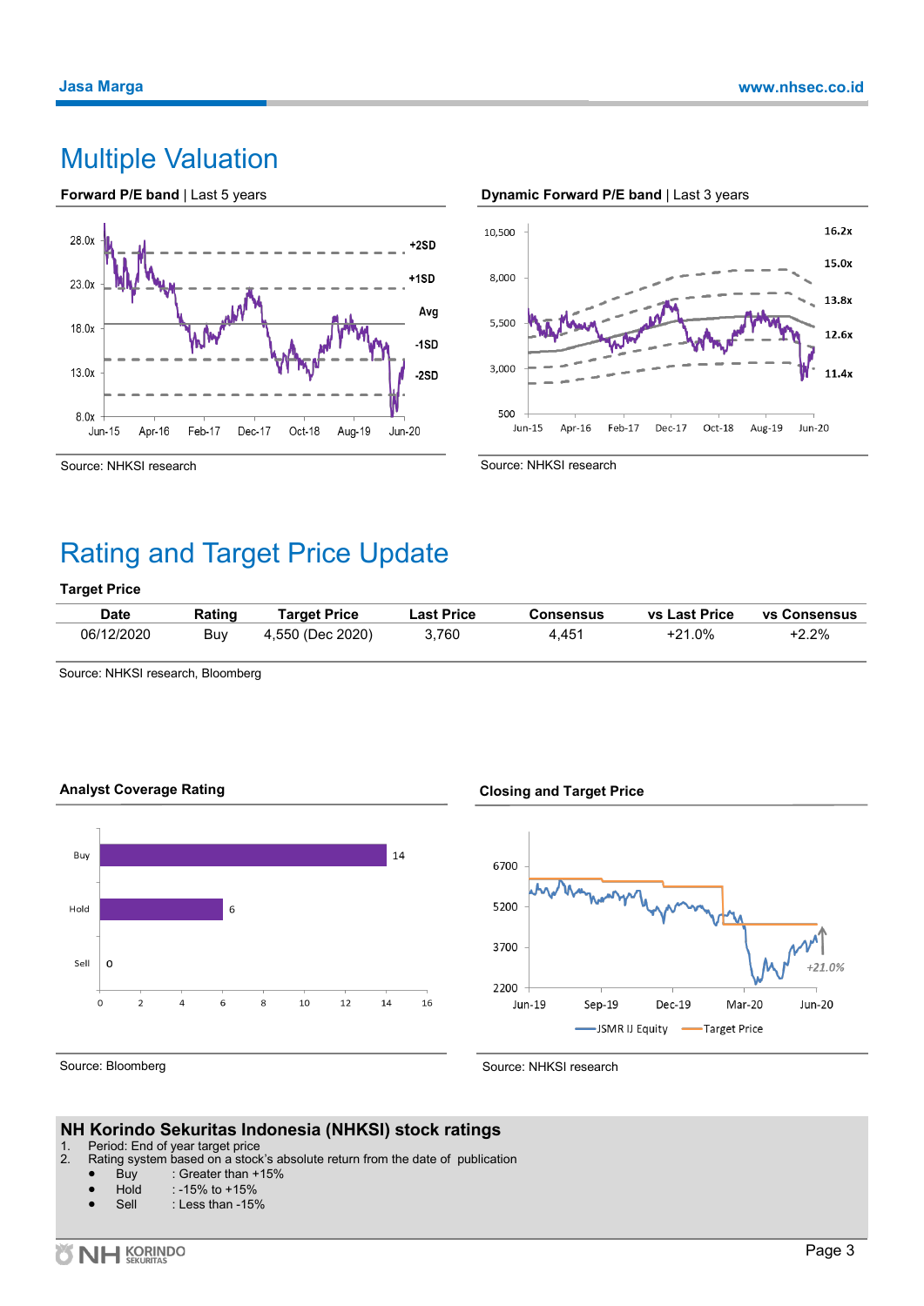# Multiple Valuation

**Forward P/E band** | Last 5 years

Source: NHKSI research

**Dynamic Forward P/E band** | Last 3 years

Source: NHKSI research

# Rating and Target Price Update

**Target Price**

| Date | Rating | Target Price | Last Price | Consensus | vs Last Price | vs Consensus |
|---|---|---|---|---|---|---|
| 06/12/2020 | Buy | 4,550 (Dec 2020) | 3,760 | 4,451 | +21.0% | +2.2% |

Source: NHKSI research, Bloomberg

**Analyst Coverage Rating**

Source: Bloomberg

**Closing and Target Price**

Source: NHKSI research

## NH Korindo Sekuritas Indonesia (NHKSI) stock ratings

1. Period: End of year target price
2. Rating system based on a stock's absolute return from the date of publication
   - Buy : Greater than +15%
   - Hold : -15% to +15%
   - Sell : Less than -15%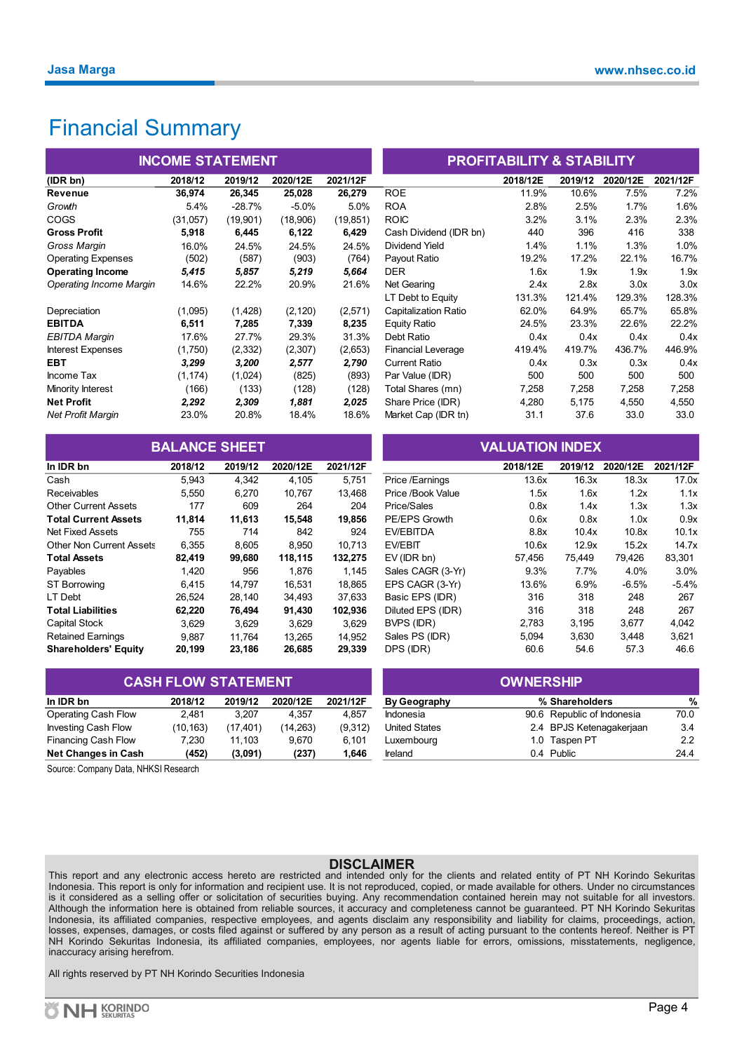# Financial Summary

## INCOME STATEMENT

| (IDR bn) | 2018/12 | 2019/12 | 2020/12E | 2021/12F |
|---|---|---|---|---|
| **Revenue** | **36,974** | **26,345** | **25,028** | **26,279** |
| *Growth* | 5.4% | -28.7% | -5.0% | 5.0% |
| COGS | (31,057) | (19,901) | (18,906) | (19,851) |
| **Gross Profit** | **5,918** | **6,445** | **6,122** | **6,429** |
| *Gross Margin* | 16.0% | 24.5% | 24.5% | 24.5% |
| Operating Expenses | (502) | (587) | (903) | (764) |
| **Operating Income** | ***5,415*** | ***5,857*** | ***5,219*** | ***5,664*** |
| *Operating Income Margin* | 14.6% | 22.2% | 20.9% | 21.6% |
| | | | | |
| Depreciation | (1,095) | (1,428) | (2,120) | (2,571) |
| **EBITDA** | **6,511** | **7,285** | **7,339** | **8,235** |
| *EBITDA Margin* | 17.6% | 27.7% | 29.3% | 31.3% |
| Interest Expenses | (1,750) | (2,332) | (2,307) | (2,653) |
| **EBT** | ***3,299*** | ***3,200*** | ***2,577*** | ***2,790*** |
| Income Tax | (1,174) | (1,024) | (825) | (893) |
| Minority Interest | (166) | (133) | (128) | (128) |
| **Net Profit** | ***2,292*** | ***2,309*** | ***1,881*** | ***2,025*** |
| *Net Profit Margin* | 23.0% | 20.8% | 18.4% | 18.6% |

## PROFITABILITY & STABILITY

| | 2018/12E | 2019/12 | 2020/12E | 2021/12F |
|---|---|---|---|---|
| ROE | 11.9% | 10.6% | 7.5% | 7.2% |
| ROA | 2.8% | 2.5% | 1.7% | 1.6% |
| ROIC | 3.2% | 3.1% | 2.3% | 2.3% |
| Cash Dividend (IDR bn) | 440 | 396 | 416 | 338 |
| Dividend Yield | 1.4% | 1.1% | 1.3% | 1.0% |
| Payout Ratio | 19.2% | 17.2% | 22.1% | 16.7% |
| DER | 1.6x | 1.9x | 1.9x | 1.9x |
| Net Gearing | 2.4x | 2.8x | 3.0x | 3.0x |
| LT Debt to Equity | 131.3% | 121.4% | 129.3% | 128.3% |
| Capitalization Ratio | 62.0% | 64.9% | 65.7% | 65.8% |
| Equity Ratio | 24.5% | 23.3% | 22.6% | 22.2% |
| Debt Ratio | 0.4x | 0.4x | 0.4x | 0.4x |
| Financial Leverage | 419.4% | 419.7% | 436.7% | 446.9% |
| Current Ratio | 0.4x | 0.3x | 0.3x | 0.4x |
| Par Value (IDR) | 500 | 500 | 500 | 500 |
| Total Shares (mn) | 7,258 | 7,258 | 7,258 | 7,258 |
| Share Price (IDR) | 4,280 | 5,175 | 4,550 | 4,550 |
| Market Cap (IDR tn) | 31.1 | 37.6 | 33.0 | 33.0 |

## BALANCE SHEET

| In IDR bn | 2018/12 | 2019/12 | 2020/12E | 2021/12F |
|---|---|---|---|---|
| Cash | 5,943 | 4,342 | 4,105 | 5,751 |
| Receivables | 5,550 | 6,270 | 10,767 | 13,468 |
| Other Current Assets | 177 | 609 | 264 | 204 |
| **Total Current Assets** | **11,814** | **11,613** | **15,548** | **19,856** |
| Net Fixed Assets | 755 | 714 | 842 | 924 |
| Other Non Current Assets | 6,355 | 8,605 | 8,950 | 10,713 |
| **Total Assets** | **82,419** | **99,680** | **118,115** | **132,275** |
| Payables | 1,420 | 956 | 1,876 | 1,145 |
| ST Borrowing | 6,415 | 14,797 | 16,531 | 18,865 |
| LT Debt | 26,524 | 28,140 | 34,493 | 37,633 |
| **Total Liabilities** | **62,220** | **76,494** | **91,430** | **102,936** |
| Capital Stock | 3,629 | 3,629 | 3,629 | 3,629 |
| Retained Earnings | 9,887 | 11,764 | 13,265 | 14,952 |
| **Shareholders' Equity** | **20,199** | **23,186** | **26,685** | **29,339** |

## VALUATION INDEX

| | 2018/12E | 2019/12 | 2020/12E | 2021/12F |
|---|---|---|---|---|
| Price /Earnings | 13.6x | 16.3x | 18.3x | 17.0x |
| Price /Book Value | 1.5x | 1.6x | 1.2x | 1.1x |
| Price/Sales | 0.8x | 1.4x | 1.3x | 1.3x |
| PE/EPS Growth | 0.6x | 0.8x | 1.0x | 0.9x |
| EV/EBITDA | 8.8x | 10.4x | 10.8x | 10.1x |
| EV/EBIT | 10.6x | 12.9x | 15.2x | 14.7x |
| EV (IDR bn) | 57,456 | 75,449 | 79,426 | 83,301 |
| Sales CAGR (3-Yr) | 9.3% | 7.7% | 4.0% | 3.0% |
| EPS CAGR (3-Yr) | 13.6% | 6.9% | -6.5% | -5.4% |
| Basic EPS (IDR) | 316 | 318 | 248 | 267 |
| Diluted EPS (IDR) | 316 | 318 | 248 | 267 |
| BVPS (IDR) | 2,783 | 3,195 | 3,677 | 4,042 |
| Sales PS (IDR) | 5,094 | 3,630 | 3,448 | 3,621 |
| DPS (IDR) | 60.6 | 54.6 | 57.3 | 46.6 |

## CASH FLOW STATEMENT

| In IDR bn | 2018/12 | 2019/12 | 2020/12E | 2021/12F |
|---|---|---|---|---|
| Operating Cash Flow | 2,481 | 3,207 | 4,357 | 4,857 |
| Investing Cash Flow | (10,163) | (17,401) | (14,263) | (9,312) |
| Financing Cash Flow | 7,230 | 11,103 | 9,670 | 6,101 |
| **Net Changes in Cash** | **(452)** | **(3,091)** | **(237)** | **1,646** |

## OWNERSHIP

| By Geography | % | Shareholders | % |
|---|---|---|---|
| Indonesia | 90.6 | Republic of Indonesia | 70.0 |
| United States | 2.4 | BPJS Ketenagakerjaan | 3.4 |
| Luxembourg | 1.0 | Taspen PT | 2.2 |
| Ireland | 0.4 | Public | 24.4 |

Source: Company Data, NHKSI Research

## DISCLAIMER

This report and any electronic access hereto are restricted and intended only for the clients and related entity of PT NH Korindo Sekuritas Indonesia. This report is only for information and recipient use. It is not reproduced, copied, or made available for others. Under no circumstances is it considered as a selling offer or solicitation of securities buying. Any recommendation contained herein may not suitable for all investors. Although the information here is obtained from reliable sources, it accuracy and completeness cannot be guaranteed. PT NH Korindo Sekuritas Indonesia, its affiliated companies, respective employees, and agents disclaim any responsibility and liability for claims, proceedings, action, losses, expenses, damages, or costs filed against or suffered by any person as a result of acting pursuant to the contents hereof. Neither is PT NH Korindo Sekuritas Indonesia, its affiliated companies, employees, nor agents liable for errors, omissions, misstatements, negligence, inaccuracy arising herefrom.

All rights reserved by PT NH Korindo Securities Indonesia